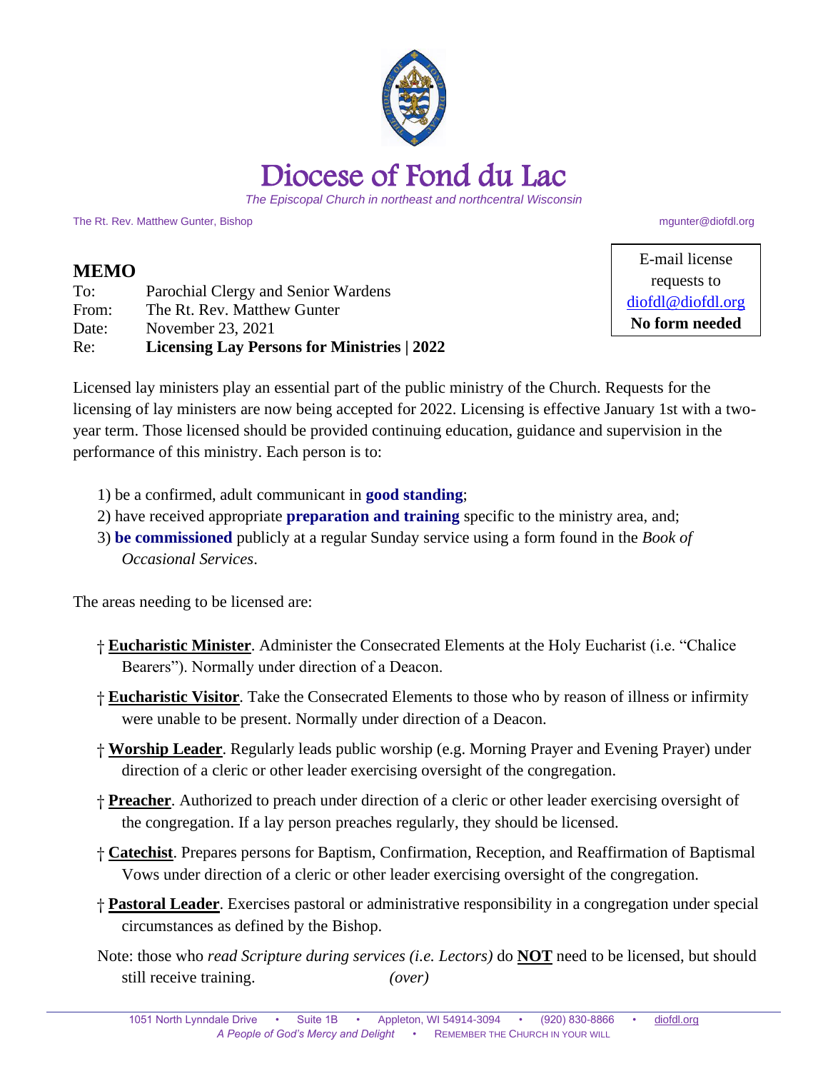# Diocese of Fond du Lac

*The Episcopal Church in northeast and northcentral Wisconsin*

The Rt. Rev. Matthew Gunter, Bishop mgunter@diofdl.org

E-mail license requests to diofdl@diofdl.org
**No form needed**

## MEMO

To: Parochial Clergy and Senior Wardens
From: The Rt. Rev. Matthew Gunter
Date: November 23, 2021
Re: **Licensing Lay Persons for Ministries | 2022**

Licensed lay ministers play an essential part of the public ministry of the Church. Requests for the licensing of lay ministers are now being accepted for 2022. Licensing is effective January 1st with a two-year term. Those licensed should be provided continuing education, guidance and supervision in the performance of this ministry. Each person is to:

1) be a confirmed, adult communicant in **good standing**;
2) have received appropriate **preparation and training** specific to the ministry area, and;
3) **be commissioned** publicly at a regular Sunday service using a form found in the *Book of Occasional Services*.

The areas needing to be licensed are:

† **Eucharistic Minister**. Administer the Consecrated Elements at the Holy Eucharist (i.e. "Chalice Bearers"). Normally under direction of a Deacon.

† **Eucharistic Visitor**. Take the Consecrated Elements to those who by reason of illness or infirmity were unable to be present. Normally under direction of a Deacon.

† **Worship Leader**. Regularly leads public worship (e.g. Morning Prayer and Evening Prayer) under direction of a cleric or other leader exercising oversight of the congregation.

† **Preacher**. Authorized to preach under direction of a cleric or other leader exercising oversight of the congregation. If a lay person preaches regularly, they should be licensed.

† **Catechist**. Prepares persons for Baptism, Confirmation, Reception, and Reaffirmation of Baptismal Vows under direction of a cleric or other leader exercising oversight of the congregation.

† **Pastoral Leader**. Exercises pastoral or administrative responsibility in a congregation under special circumstances as defined by the Bishop.

Note: those who *read Scripture during services (i.e. Lectors)* do **NOT** need to be licensed, but should still receive training. *(over)*

1051 North Lynndale Drive • Suite 1B • Appleton, WI 54914-3094 • (920) 830-8866 • diofdl.org
*A People of God's Mercy and Delight* • Remember the Church in your will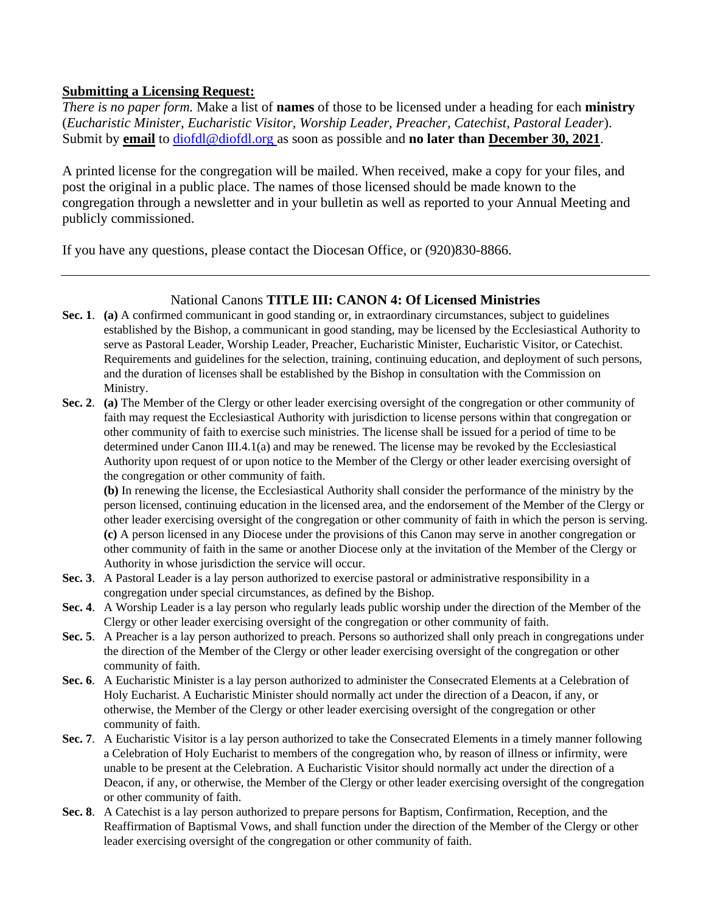**Submitting a Licensing Request:**

*There is no paper form.* Make a list of **names** of those to be licensed under a heading for each **ministry** (*Eucharistic Minister, Eucharistic Visitor, Worship Leader, Preacher, Catechist, Pastoral Leader*). Submit by **email** to diofdl@diofdl.org as soon as possible and **no later than December 30, 2021**.

A printed license for the congregation will be mailed. When received, make a copy for your files, and post the original in a public place. The names of those licensed should be made known to the congregation through a newsletter and in your bulletin as well as reported to your Annual Meeting and publicly commissioned.

If you have any questions, please contact the Diocesan Office, or (920)830-8866.

---

## National Canons **TITLE III: CANON 4: Of Licensed Ministries**

**Sec. 1**. **(a)** A confirmed communicant in good standing or, in extraordinary circumstances, subject to guidelines established by the Bishop, a communicant in good standing, may be licensed by the Ecclesiastical Authority to serve as Pastoral Leader, Worship Leader, Preacher, Eucharistic Minister, Eucharistic Visitor, or Catechist. Requirements and guidelines for the selection, training, continuing education, and deployment of such persons, and the duration of licenses shall be established by the Bishop in consultation with the Commission on Ministry.

**Sec. 2**. **(a)** The Member of the Clergy or other leader exercising oversight of the congregation or other community of faith may request the Ecclesiastical Authority with jurisdiction to license persons within that congregation or other community of faith to exercise such ministries. The license shall be issued for a period of time to be determined under Canon III.4.1(a) and may be renewed. The license may be revoked by the Ecclesiastical Authority upon request of or upon notice to the Member of the Clergy or other leader exercising oversight of the congregation or other community of faith.

**(b)** In renewing the license, the Ecclesiastical Authority shall consider the performance of the ministry by the person licensed, continuing education in the licensed area, and the endorsement of the Member of the Clergy or other leader exercising oversight of the congregation or other community of faith in which the person is serving.

**(c)** A person licensed in any Diocese under the provisions of this Canon may serve in another congregation or other community of faith in the same or another Diocese only at the invitation of the Member of the Clergy or Authority in whose jurisdiction the service will occur.

**Sec. 3**. A Pastoral Leader is a lay person authorized to exercise pastoral or administrative responsibility in a congregation under special circumstances, as defined by the Bishop.

**Sec. 4**. A Worship Leader is a lay person who regularly leads public worship under the direction of the Member of the Clergy or other leader exercising oversight of the congregation or other community of faith.

**Sec. 5**. A Preacher is a lay person authorized to preach. Persons so authorized shall only preach in congregations under the direction of the Member of the Clergy or other leader exercising oversight of the congregation or other community of faith.

**Sec. 6**. A Eucharistic Minister is a lay person authorized to administer the Consecrated Elements at a Celebration of Holy Eucharist. A Eucharistic Minister should normally act under the direction of a Deacon, if any, or otherwise, the Member of the Clergy or other leader exercising oversight of the congregation or other community of faith.

**Sec. 7**. A Eucharistic Visitor is a lay person authorized to take the Consecrated Elements in a timely manner following a Celebration of Holy Eucharist to members of the congregation who, by reason of illness or infirmity, were unable to be present at the Celebration. A Eucharistic Visitor should normally act under the direction of a Deacon, if any, or otherwise, the Member of the Clergy or other leader exercising oversight of the congregation or other community of faith.

**Sec. 8**. A Catechist is a lay person authorized to prepare persons for Baptism, Confirmation, Reception, and the Reaffirmation of Baptismal Vows, and shall function under the direction of the Member of the Clergy or other leader exercising oversight of the congregation or other community of faith.